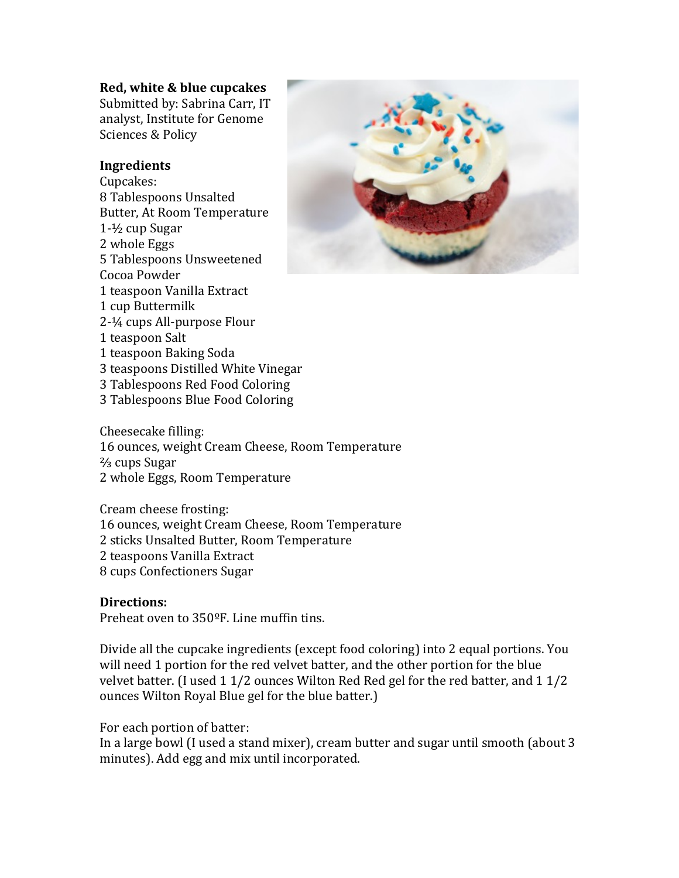**Red, white & blue cupcakes**
Submitted by: Sabrina Carr, IT analyst, Institute for Genome Sciences & Policy

**Ingredients**

Cupcakes:
8 Tablespoons Unsalted Butter, At Room Temperature
1-½ cup Sugar
2 whole Eggs
5 Tablespoons Unsweetened Cocoa Powder
1 teaspoon Vanilla Extract
1 cup Buttermilk
2-¼ cups All-purpose Flour
1 teaspoon Salt
1 teaspoon Baking Soda
3 teaspoons Distilled White Vinegar
3 Tablespoons Red Food Coloring
3 Tablespoons Blue Food Coloring

Cheesecake filling:
16 ounces, weight Cream Cheese, Room Temperature
⅔ cups Sugar
2 whole Eggs, Room Temperature

Cream cheese frosting:
16 ounces, weight Cream Cheese, Room Temperature
2 sticks Unsalted Butter, Room Temperature
2 teaspoons Vanilla Extract
8 cups Confectioners Sugar

**Directions:**

Preheat oven to 350ºF. Line muffin tins.

Divide all the cupcake ingredients (except food coloring) into 2 equal portions. You will need 1 portion for the red velvet batter, and the other portion for the blue velvet batter. (I used 1 1/2 ounces Wilton Red Red gel for the red batter, and 1 1/2 ounces Wilton Royal Blue gel for the blue batter.)

For each portion of batter:
In a large bowl (I used a stand mixer), cream butter and sugar until smooth (about 3 minutes). Add egg and mix until incorporated.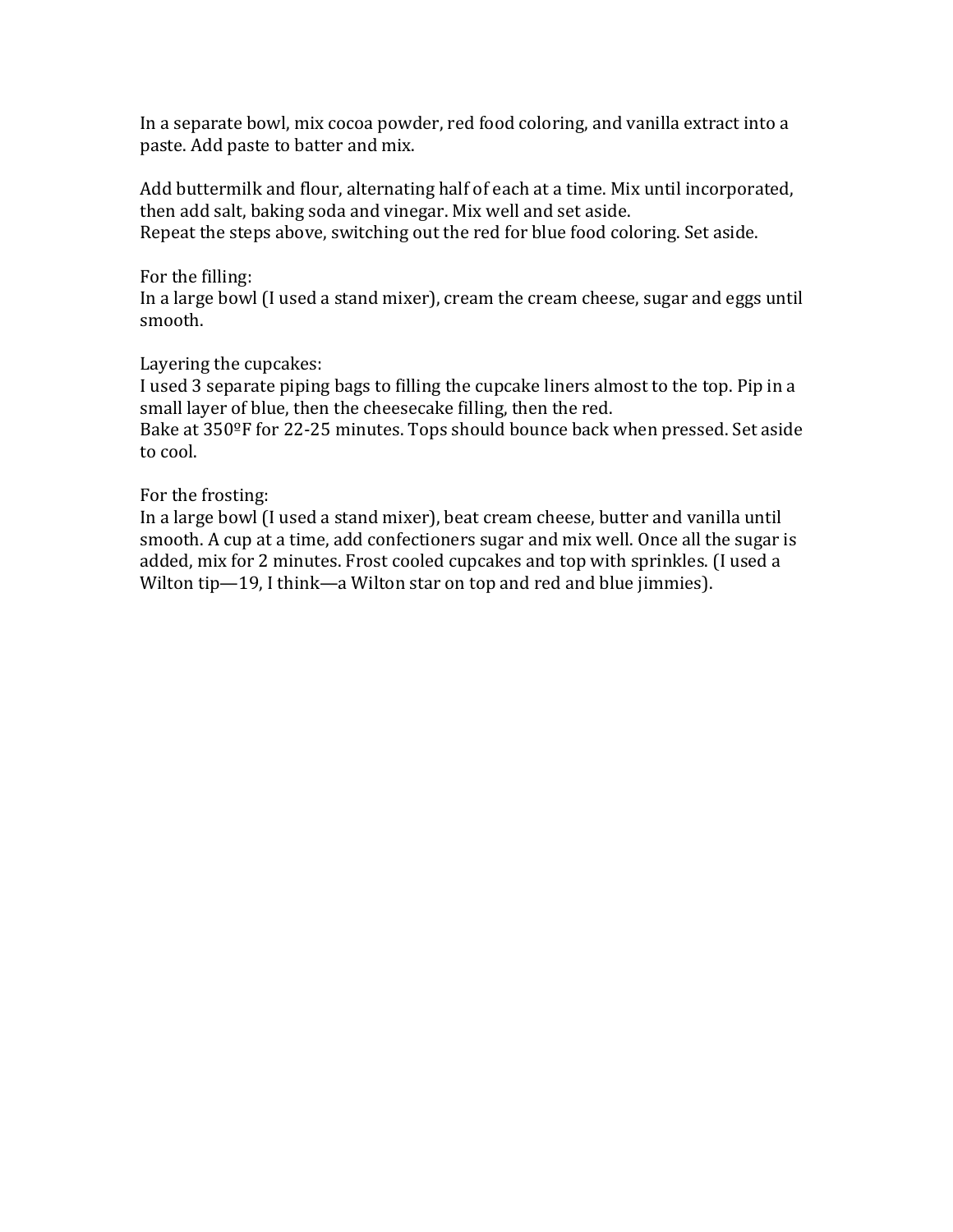In a separate bowl, mix cocoa powder, red food coloring, and vanilla extract into a paste. Add paste to batter and mix.

Add buttermilk and flour, alternating half of each at a time. Mix until incorporated, then add salt, baking soda and vinegar. Mix well and set aside.
Repeat the steps above, switching out the red for blue food coloring. Set aside.

For the filling:
In a large bowl (I used a stand mixer), cream the cream cheese, sugar and eggs until smooth.

Layering the cupcakes:
I used 3 separate piping bags to filling the cupcake liners almost to the top. Pip in a small layer of blue, then the cheesecake filling, then the red.
Bake at 350ºF for 22-25 minutes. Tops should bounce back when pressed. Set aside to cool.

For the frosting:
In a large bowl (I used a stand mixer), beat cream cheese, butter and vanilla until smooth. A cup at a time, add confectioners sugar and mix well. Once all the sugar is added, mix for 2 minutes. Frost cooled cupcakes and top with sprinkles. (I used a Wilton tip—19, I think—a Wilton star on top and red and blue jimmies).